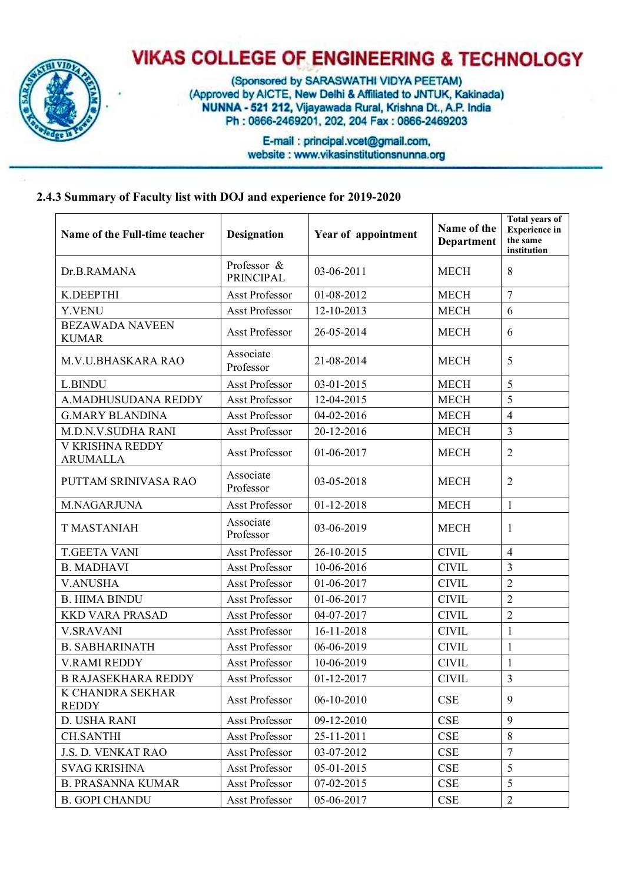# VIKAS COLLEGE OF ENGINEERING & TECHNOLOGY

(Sponsored by SARASWATHI VIDYA PEETAM)
(Approved by AICTE, New Delhi & Affiliated to JNTUK, Kakinada)
**NUNNA - 521 212,** Vijayawada Rural, Krishna Dt., A.P. India
Ph : 0866-2469201, 202, 204 Fax : 0866-2469203

E-mail : principal.vcet@gmail.com,
website : www.vikasinstitutionsnunna.org

### 2.4.3 Summary of Faculty list with DOJ and experience for 2019-2020

| Name of the Full-time teacher | Designation | Year of appointment | Name of the Department | Total years of Experience in the same institution |
|---|---|---|---|---|
| Dr.B.RAMANA | Professor & PRINCIPAL | 03-06-2011 | MECH | 8 |
| K.DEEPTHI | Asst Professor | 01-08-2012 | MECH | 7 |
| Y.VENU | Asst Professor | 12-10-2013 | MECH | 6 |
| BEZAWADA NAVEEN KUMAR | Asst Professor | 26-05-2014 | MECH | 6 |
| M.V.U.BHASKARA RAO | Associate Professor | 21-08-2014 | MECH | 5 |
| L.BINDU | Asst Professor | 03-01-2015 | MECH | 5 |
| A.MADHUSUDANA REDDY | Asst Professor | 12-04-2015 | MECH | 5 |
| G.MARY BLANDINA | Asst Professor | 04-02-2016 | MECH | 4 |
| M.D.N.V.SUDHA RANI | Asst Professor | 20-12-2016 | MECH | 3 |
| V KRISHNA REDDY ARUMALLA | Asst Professor | 01-06-2017 | MECH | 2 |
| PUTTAM SRINIVASA RAO | Associate Professor | 03-05-2018 | MECH | 2 |
| M.NAGARJUNA | Asst Professor | 01-12-2018 | MECH | 1 |
| T MASTANIAH | Associate Professor | 03-06-2019 | MECH | 1 |
| T.GEETA VANI | Asst Professor | 26-10-2015 | CIVIL | 4 |
| B. MADHAVI | Asst Professor | 10-06-2016 | CIVIL | 3 |
| V.ANUSHA | Asst Professor | 01-06-2017 | CIVIL | 2 |
| B. HIMA BINDU | Asst Professor | 01-06-2017 | CIVIL | 2 |
| KKD VARA PRASAD | Asst Professor | 04-07-2017 | CIVIL | 2 |
| V.SRAVANI | Asst Professor | 16-11-2018 | CIVIL | 1 |
| B. SABHARINATH | Asst Professor | 06-06-2019 | CIVIL | 1 |
| V.RAMI REDDY | Asst Professor | 10-06-2019 | CIVIL | 1 |
| B RAJASEKHARA REDDY | Asst Professor | 01-12-2017 | CIVIL | 3 |
| K CHANDRA SEKHAR REDDY | Asst Professor | 06-10-2010 | CSE | 9 |
| D. USHA RANI | Asst Professor | 09-12-2010 | CSE | 9 |
| CH.SANTHI | Asst Professor | 25-11-2011 | CSE | 8 |
| J.S. D. VENKAT RAO | Asst Professor | 03-07-2012 | CSE | 7 |
| SVAG KRISHNA | Asst Professor | 05-01-2015 | CSE | 5 |
| B. PRASANNA KUMAR | Asst Professor | 07-02-2015 | CSE | 5 |
| B. GOPI CHANDU | Asst Professor | 05-06-2017 | CSE | 2 |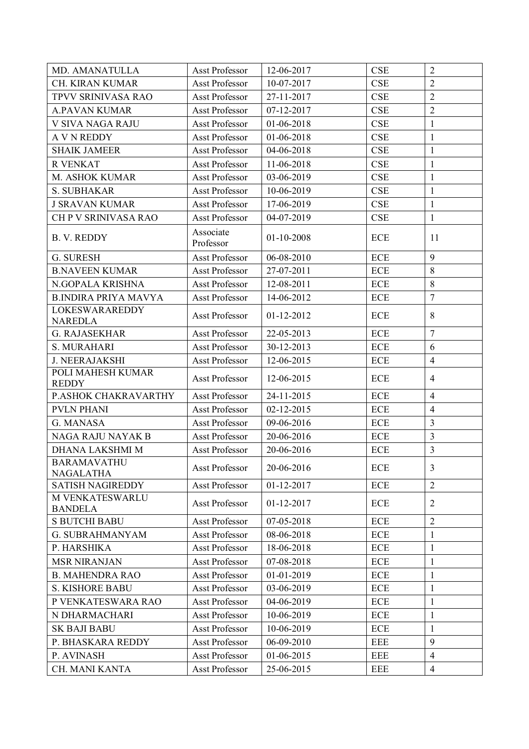| MD. AMANATULLA | Asst Professor | 12-06-2017 | CSE | 2 |
|---|---|---|---|---|
| CH. KIRAN KUMAR | Asst Professor | 10-07-2017 | CSE | 2 |
| TPVV SRINIVASA RAO | Asst Professor | 27-11-2017 | CSE | 2 |
| A.PAVAN KUMAR | Asst Professor | 07-12-2017 | CSE | 2 |
| V SIVA NAGA RAJU | Asst Professor | 01-06-2018 | CSE | 1 |
| A V N REDDY | Asst Professor | 01-06-2018 | CSE | 1 |
| SHAIK JAMEER | Asst Professor | 04-06-2018 | CSE | 1 |
| R VENKAT | Asst Professor | 11-06-2018 | CSE | 1 |
| M. ASHOK KUMAR | Asst Professor | 03-06-2019 | CSE | 1 |
| S. SUBHAKAR | Asst Professor | 10-06-2019 | CSE | 1 |
| J SRAVAN KUMAR | Asst Professor | 17-06-2019 | CSE | 1 |
| CH P V SRINIVASA RAO | Asst Professor | 04-07-2019 | CSE | 1 |
| B. V. REDDY | Associate Professor | 01-10-2008 | ECE | 11 |
| G. SURESH | Asst Professor | 06-08-2010 | ECE | 9 |
| B.NAVEEN KUMAR | Asst Professor | 27-07-2011 | ECE | 8 |
| N.GOPALA KRISHNA | Asst Professor | 12-08-2011 | ECE | 8 |
| B.INDIRA PRIYA MAVYA | Asst Professor | 14-06-2012 | ECE | 7 |
| LOKESWARAREDDY NAREDLA | Asst Professor | 01-12-2012 | ECE | 8 |
| G. RAJASEKHAR | Asst Professor | 22-05-2013 | ECE | 7 |
| S. MURAHARI | Asst Professor | 30-12-2013 | ECE | 6 |
| J. NEERAJAKSHI | Asst Professor | 12-06-2015 | ECE | 4 |
| POLI MAHESH KUMAR REDDY | Asst Professor | 12-06-2015 | ECE | 4 |
| P.ASHOK CHAKRAVARTHY | Asst Professor | 24-11-2015 | ECE | 4 |
| PVLN PHANI | Asst Professor | 02-12-2015 | ECE | 4 |
| G. MANASA | Asst Professor | 09-06-2016 | ECE | 3 |
| NAGA RAJU NAYAK B | Asst Professor | 20-06-2016 | ECE | 3 |
| DHANA LAKSHMI M | Asst Professor | 20-06-2016 | ECE | 3 |
| BARAMAVATHU NAGALATHA | Asst Professor | 20-06-2016 | ECE | 3 |
| SATISH NAGIREDDY | Asst Professor | 01-12-2017 | ECE | 2 |
| M VENKATESWARLU BANDELA | Asst Professor | 01-12-2017 | ECE | 2 |
| S BUTCHI BABU | Asst Professor | 07-05-2018 | ECE | 2 |
| G. SUBRAHMANYAM | Asst Professor | 08-06-2018 | ECE | 1 |
| P. HARSHIKA | Asst Professor | 18-06-2018 | ECE | 1 |
| MSR NIRANJAN | Asst Professor | 07-08-2018 | ECE | 1 |
| B. MAHENDRA RAO | Asst Professor | 01-01-2019 | ECE | 1 |
| S. KISHORE BABU | Asst Professor | 03-06-2019 | ECE | 1 |
| P VENKATESWARA RAO | Asst Professor | 04-06-2019 | ECE | 1 |
| N DHARMACHARI | Asst Professor | 10-06-2019 | ECE | 1 |
| SK BAJI BABU | Asst Professor | 10-06-2019 | ECE | 1 |
| P. BHASKARA REDDY | Asst Professor | 06-09-2010 | EEE | 9 |
| P. AVINASH | Asst Professor | 01-06-2015 | EEE | 4 |
| CH. MANI KANTA | Asst Professor | 25-06-2015 | EEE | 4 |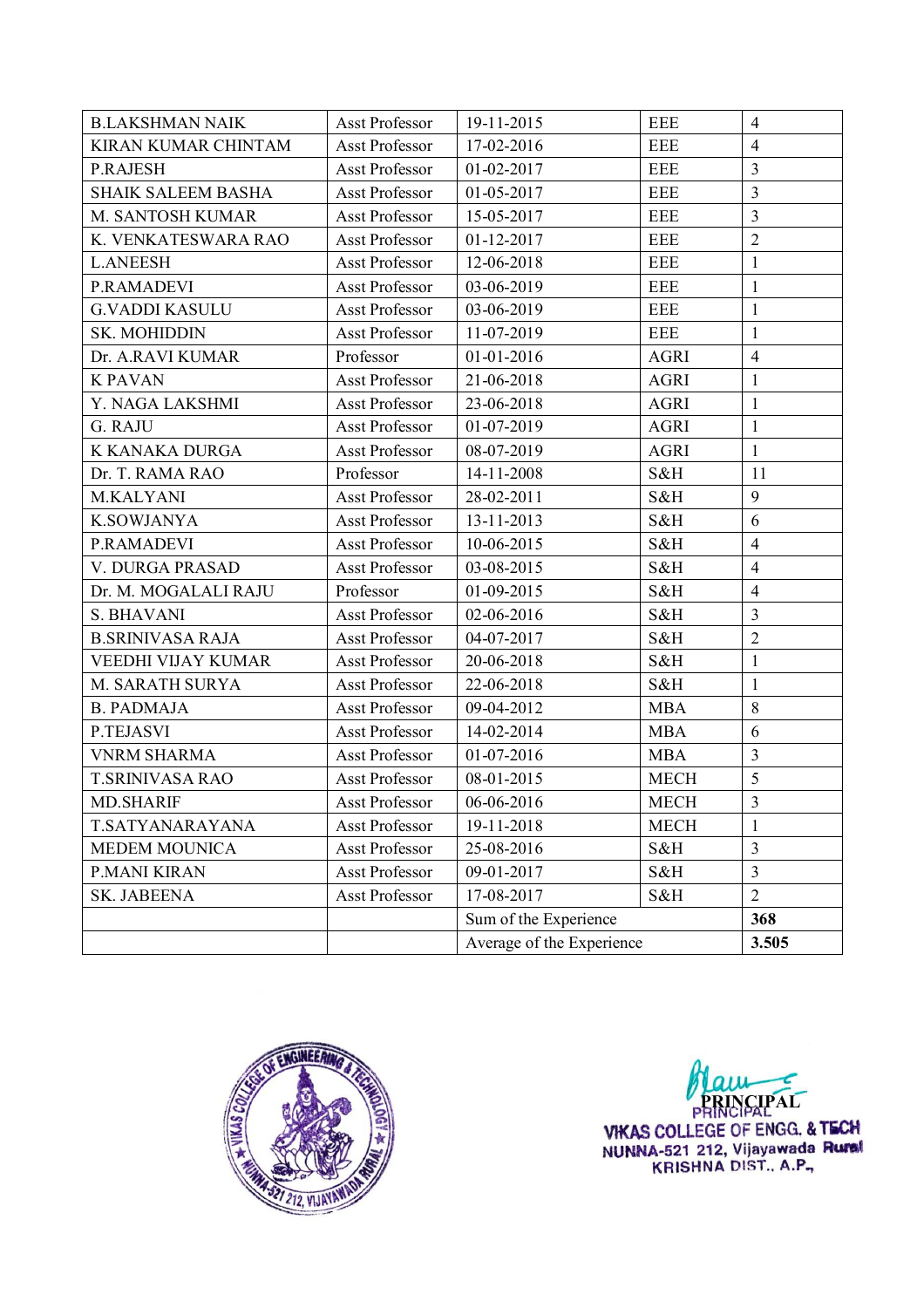| | | | | |
|---|---|---|---|---|
| B.LAKSHMAN NAIK | Asst Professor | 19-11-2015 | EEE | 4 |
| KIRAN KUMAR CHINTAM | Asst Professor | 17-02-2016 | EEE | 4 |
| P.RAJESH | Asst Professor | 01-02-2017 | EEE | 3 |
| SHAIK SALEEM BASHA | Asst Professor | 01-05-2017 | EEE | 3 |
| M. SANTOSH KUMAR | Asst Professor | 15-05-2017 | EEE | 3 |
| K. VENKATESWARA RAO | Asst Professor | 01-12-2017 | EEE | 2 |
| L.ANEESH | Asst Professor | 12-06-2018 | EEE | 1 |
| P.RAMADEVI | Asst Professor | 03-06-2019 | EEE | 1 |
| G.VADDI KASULU | Asst Professor | 03-06-2019 | EEE | 1 |
| SK. MOHIDDIN | Asst Professor | 11-07-2019 | EEE | 1 |
| Dr. A.RAVI KUMAR | Professor | 01-01-2016 | AGRI | 4 |
| K PAVAN | Asst Professor | 21-06-2018 | AGRI | 1 |
| Y. NAGA LAKSHMI | Asst Professor | 23-06-2018 | AGRI | 1 |
| G. RAJU | Asst Professor | 01-07-2019 | AGRI | 1 |
| K KANAKA DURGA | Asst Professor | 08-07-2019 | AGRI | 1 |
| Dr. T. RAMA RAO | Professor | 14-11-2008 | S&H | 11 |
| M.KALYANI | Asst Professor | 28-02-2011 | S&H | 9 |
| K.SOWJANYA | Asst Professor | 13-11-2013 | S&H | 6 |
| P.RAMADEVI | Asst Professor | 10-06-2015 | S&H | 4 |
| V. DURGA PRASAD | Asst Professor | 03-08-2015 | S&H | 4 |
| Dr. M. MOGALALI RAJU | Professor | 01-09-2015 | S&H | 4 |
| S. BHAVANI | Asst Professor | 02-06-2016 | S&H | 3 |
| B.SRINIVASA RAJA | Asst Professor | 04-07-2017 | S&H | 2 |
| VEEDHI VIJAY KUMAR | Asst Professor | 20-06-2018 | S&H | 1 |
| M. SARATH SURYA | Asst Professor | 22-06-2018 | S&H | 1 |
| B. PADMAJA | Asst Professor | 09-04-2012 | MBA | 8 |
| P.TEJASVI | Asst Professor | 14-02-2014 | MBA | 6 |
| VNRM SHARMA | Asst Professor | 01-07-2016 | MBA | 3 |
| T.SRINIVASA RAO | Asst Professor | 08-01-2015 | MECH | 5 |
| MD.SHARIF | Asst Professor | 06-06-2016 | MECH | 3 |
| T.SATYANARAYANA | Asst Professor | 19-11-2018 | MECH | 1 |
| MEDEM MOUNICA | Asst Professor | 25-08-2016 | S&H | 3 |
| P.MANI KIRAN | Asst Professor | 09-01-2017 | S&H | 3 |
| SK. JABEENA | Asst Professor | 17-08-2017 | S&H | 2 |
| | | Sum of the Experience | | **368** |
| | | Average of the Experience | | **3.505** |

PRINCIPAL
VIKAS COLLEGE OF ENGG. & TECH
NUNNA-521 212, Vijayawada Rural
KRISHNA DIST., A.P.,